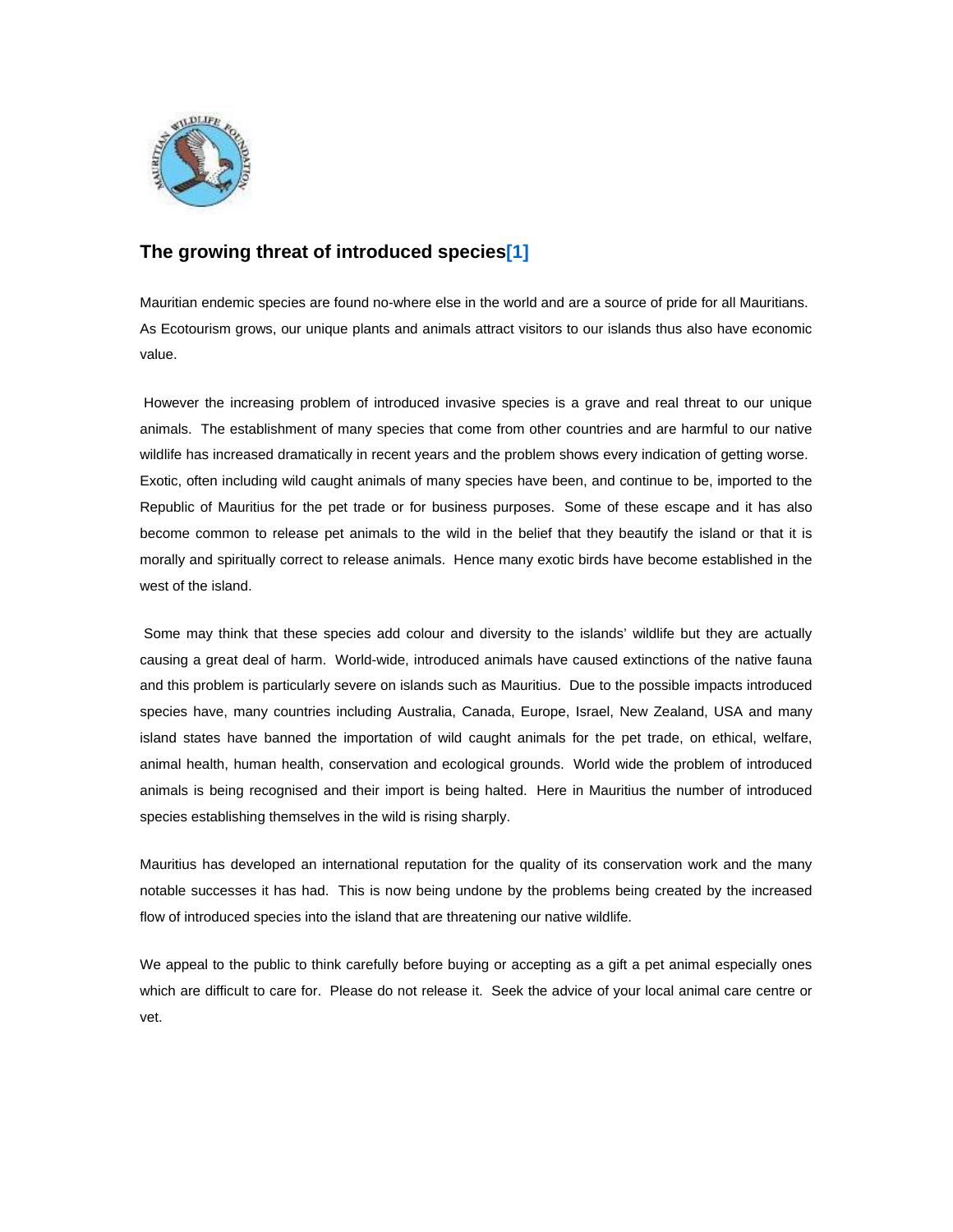## The growing threat of introduced species[1]

Mauritian endemic species are found no-where else in the world and are a source of pride for all Mauritians. As Ecotourism grows, our unique plants and animals attract visitors to our islands thus also have economic value.

However the increasing problem of introduced invasive species is a grave and real threat to our unique animals. The establishment of many species that come from other countries and are harmful to our native wildlife has increased dramatically in recent years and the problem shows every indication of getting worse. Exotic, often including wild caught animals of many species have been, and continue to be, imported to the Republic of Mauritius for the pet trade or for business purposes. Some of these escape and it has also become common to release pet animals to the wild in the belief that they beautify the island or that it is morally and spiritually correct to release animals. Hence many exotic birds have become established in the west of the island.

Some may think that these species add colour and diversity to the islands' wildlife but they are actually causing a great deal of harm. World-wide, introduced animals have caused extinctions of the native fauna and this problem is particularly severe on islands such as Mauritius. Due to the possible impacts introduced species have, many countries including Australia, Canada, Europe, Israel, New Zealand, USA and many island states have banned the importation of wild caught animals for the pet trade, on ethical, welfare, animal health, human health, conservation and ecological grounds. World wide the problem of introduced animals is being recognised and their import is being halted. Here in Mauritius the number of introduced species establishing themselves in the wild is rising sharply.

Mauritius has developed an international reputation for the quality of its conservation work and the many notable successes it has had. This is now being undone by the problems being created by the increased flow of introduced species into the island that are threatening our native wildlife.

We appeal to the public to think carefully before buying or accepting as a gift a pet animal especially ones which are difficult to care for. Please do not release it. Seek the advice of your local animal care centre or vet.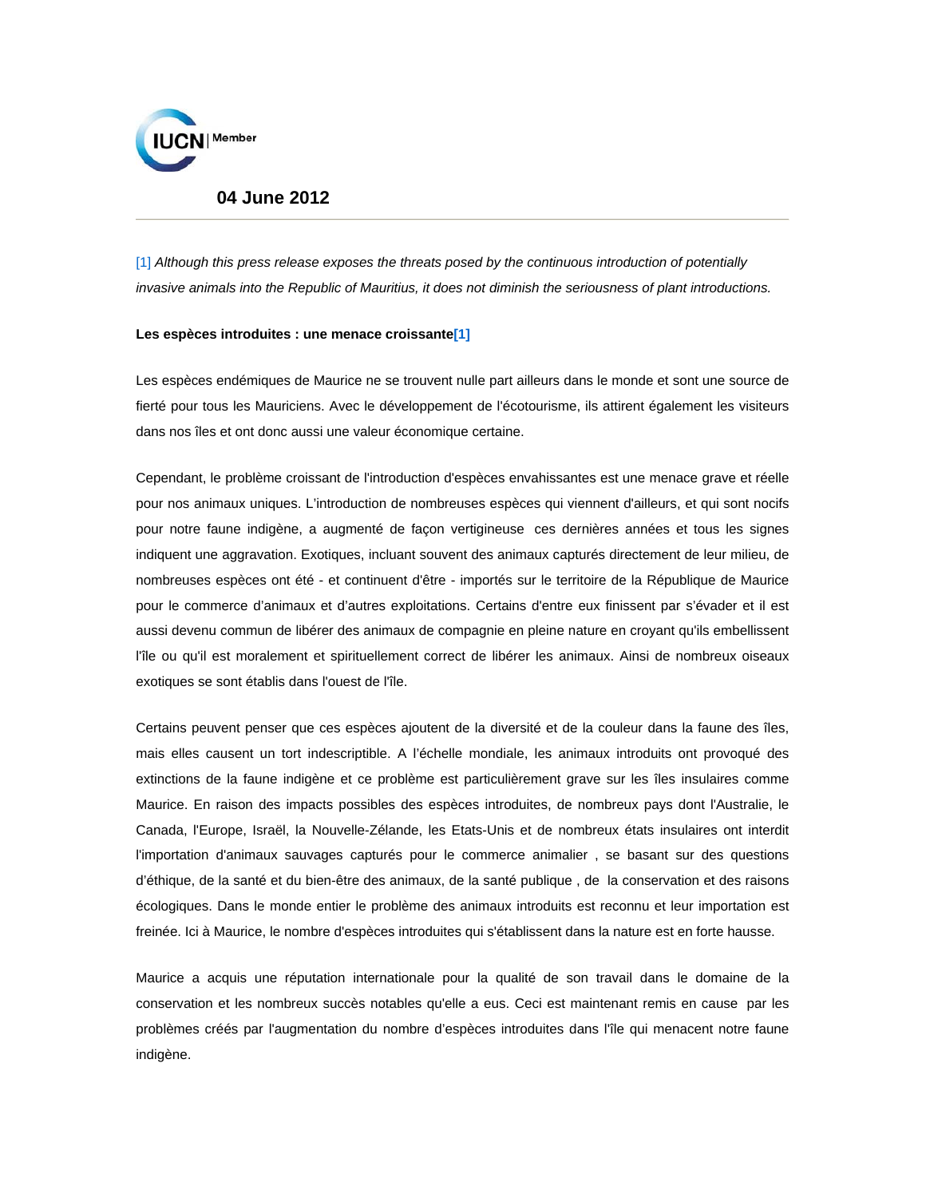IUCN | Member

**04 June 2012**

---

[1] *Although this press release exposes the threats posed by the continuous introduction of potentially invasive animals into the Republic of Mauritius, it does not diminish the seriousness of plant introductions.*

**Les espèces introduites : une menace croissante[1]**

Les espèces endémiques de Maurice ne se trouvent nulle part ailleurs dans le monde et sont une source de fierté pour tous les Mauriciens. Avec le développement de l'écotourisme, ils attirent également les visiteurs dans nos îles et ont donc aussi une valeur économique certaine.

Cependant, le problème croissant de l'introduction d'espèces envahissantes est une menace grave et réelle pour nos animaux uniques. L'introduction de nombreuses espèces qui viennent d'ailleurs, et qui sont nocifs pour notre faune indigène, a augmenté de façon vertigineuse ces dernières années et tous les signes indiquent une aggravation. Exotiques, incluant souvent des animaux capturés directement de leur milieu, de nombreuses espèces ont été - et continuent d'être - importés sur le territoire de la République de Maurice pour le commerce d'animaux et d'autres exploitations. Certains d'entre eux finissent par s'évader et il est aussi devenu commun de libérer des animaux de compagnie en pleine nature en croyant qu'ils embellissent l'île ou qu'il est moralement et spirituellement correct de libérer les animaux. Ainsi de nombreux oiseaux exotiques se sont établis dans l'ouest de l'île.

Certains peuvent penser que ces espèces ajoutent de la diversité et de la couleur dans la faune des îles, mais elles causent un tort indescriptible. A l'échelle mondiale, les animaux introduits ont provoqué des extinctions de la faune indigène et ce problème est particulièrement grave sur les îles insulaires comme Maurice. En raison des impacts possibles des espèces introduites, de nombreux pays dont l'Australie, le Canada, l'Europe, Israël, la Nouvelle-Zélande, les Etats-Unis et de nombreux états insulaires ont interdit l'importation d'animaux sauvages capturés pour le commerce animalier , se basant sur des questions d'éthique, de la santé et du bien-être des animaux, de la santé publique , de la conservation et des raisons écologiques. Dans le monde entier le problème des animaux introduits est reconnu et leur importation est freinée. Ici à Maurice, le nombre d'espèces introduites qui s'établissent dans la nature est en forte hausse.

Maurice a acquis une réputation internationale pour la qualité de son travail dans le domaine de la conservation et les nombreux succès notables qu'elle a eus. Ceci est maintenant remis en cause par les problèmes créés par l'augmentation du nombre d'espèces introduites dans l'île qui menacent notre faune indigène.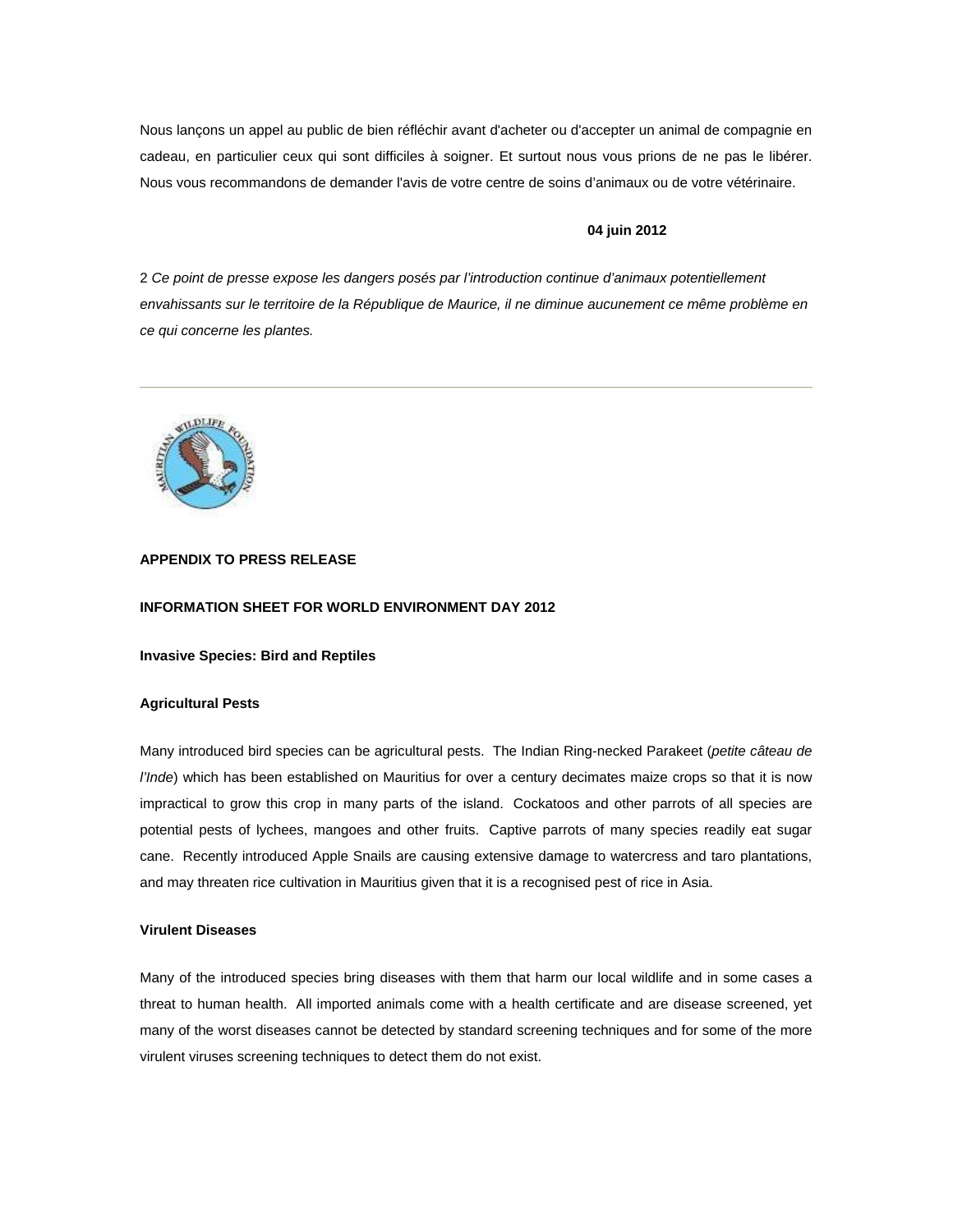Nous lançons un appel au public de bien réfléchir avant d'acheter ou d'accepter un animal de compagnie en cadeau, en particulier ceux qui sont difficiles à soigner. Et surtout nous vous prions de ne pas le libérer. Nous vous recommandons de demander l'avis de votre centre de soins d'animaux ou de votre vétérinaire.

**04 juin 2012**

2 *Ce point de presse expose les dangers posés par l'introduction continue d'animaux potentiellement envahissants sur le territoire de la République de Maurice, il ne diminue aucunement ce même problème en ce qui concerne les plantes.*

---

**APPENDIX TO PRESS RELEASE**

**INFORMATION SHEET FOR WORLD ENVIRONMENT DAY 2012**

**Invasive Species: Bird and Reptiles**

**Agricultural Pests**

Many introduced bird species can be agricultural pests. The Indian Ring-necked Parakeet (*petite câteau de l'Inde*) which has been established on Mauritius for over a century decimates maize crops so that it is now impractical to grow this crop in many parts of the island. Cockatoos and other parrots of all species are potential pests of lychees, mangoes and other fruits. Captive parrots of many species readily eat sugar cane. Recently introduced Apple Snails are causing extensive damage to watercress and taro plantations, and may threaten rice cultivation in Mauritius given that it is a recognised pest of rice in Asia.

**Virulent Diseases**

Many of the introduced species bring diseases with them that harm our local wildlife and in some cases a threat to human health. All imported animals come with a health certificate and are disease screened, yet many of the worst diseases cannot be detected by standard screening techniques and for some of the more virulent viruses screening techniques to detect them do not exist.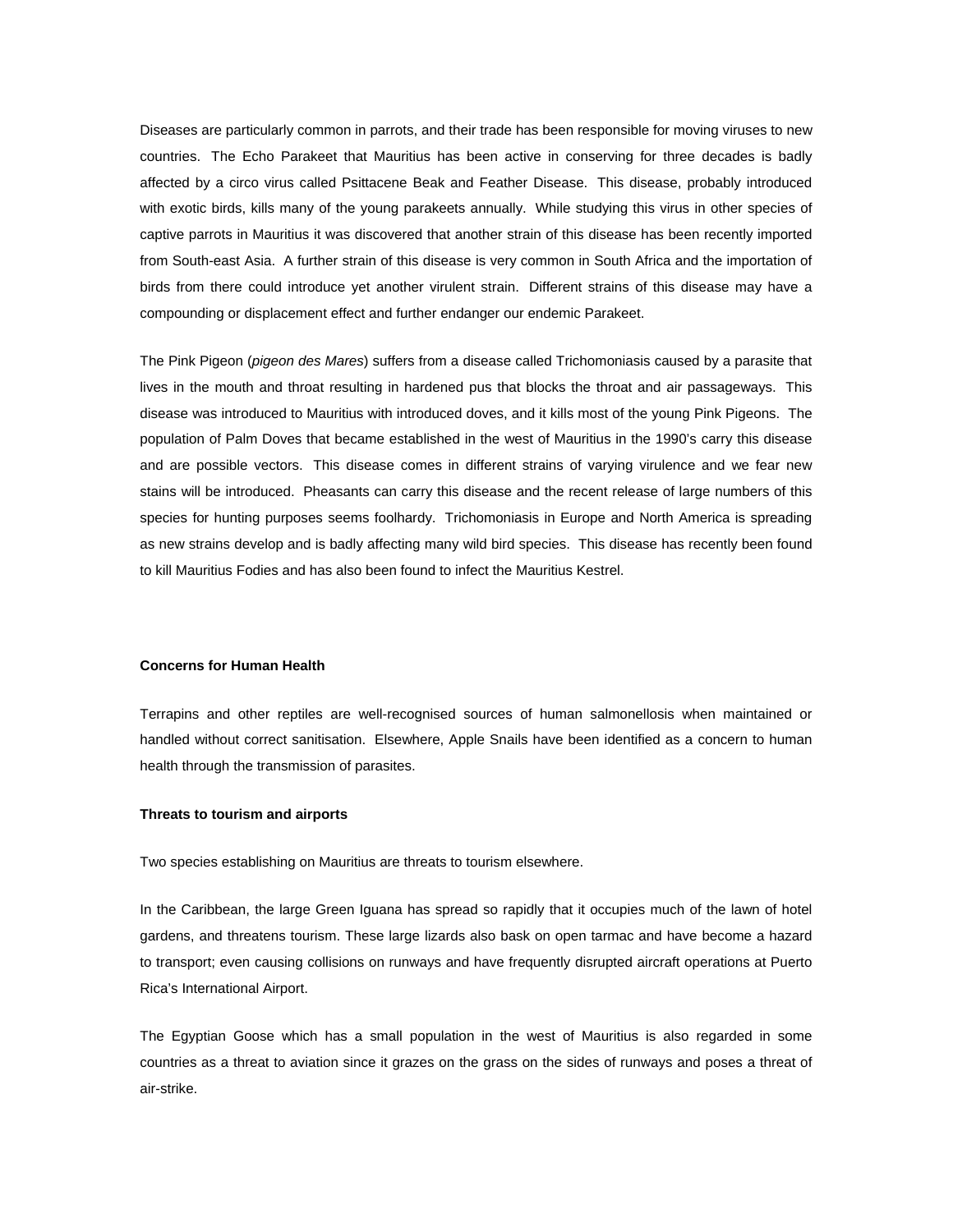Diseases are particularly common in parrots, and their trade has been responsible for moving viruses to new countries. The Echo Parakeet that Mauritius has been active in conserving for three decades is badly affected by a circo virus called Psittacene Beak and Feather Disease. This disease, probably introduced with exotic birds, kills many of the young parakeets annually. While studying this virus in other species of captive parrots in Mauritius it was discovered that another strain of this disease has been recently imported from South-east Asia. A further strain of this disease is very common in South Africa and the importation of birds from there could introduce yet another virulent strain. Different strains of this disease may have a compounding or displacement effect and further endanger our endemic Parakeet.

The Pink Pigeon (*pigeon des Mares*) suffers from a disease called Trichomoniasis caused by a parasite that lives in the mouth and throat resulting in hardened pus that blocks the throat and air passageways. This disease was introduced to Mauritius with introduced doves, and it kills most of the young Pink Pigeons. The population of Palm Doves that became established in the west of Mauritius in the 1990's carry this disease and are possible vectors. This disease comes in different strains of varying virulence and we fear new stains will be introduced. Pheasants can carry this disease and the recent release of large numbers of this species for hunting purposes seems foolhardy. Trichomoniasis in Europe and North America is spreading as new strains develop and is badly affecting many wild bird species. This disease has recently been found to kill Mauritius Fodies and has also been found to infect the Mauritius Kestrel.

**Concerns for Human Health**

Terrapins and other reptiles are well-recognised sources of human salmonellosis when maintained or handled without correct sanitisation. Elsewhere, Apple Snails have been identified as a concern to human health through the transmission of parasites.

**Threats to tourism and airports**

Two species establishing on Mauritius are threats to tourism elsewhere.

In the Caribbean, the large Green Iguana has spread so rapidly that it occupies much of the lawn of hotel gardens, and threatens tourism. These large lizards also bask on open tarmac and have become a hazard to transport; even causing collisions on runways and have frequently disrupted aircraft operations at Puerto Rica's International Airport.

The Egyptian Goose which has a small population in the west of Mauritius is also regarded in some countries as a threat to aviation since it grazes on the grass on the sides of runways and poses a threat of air-strike.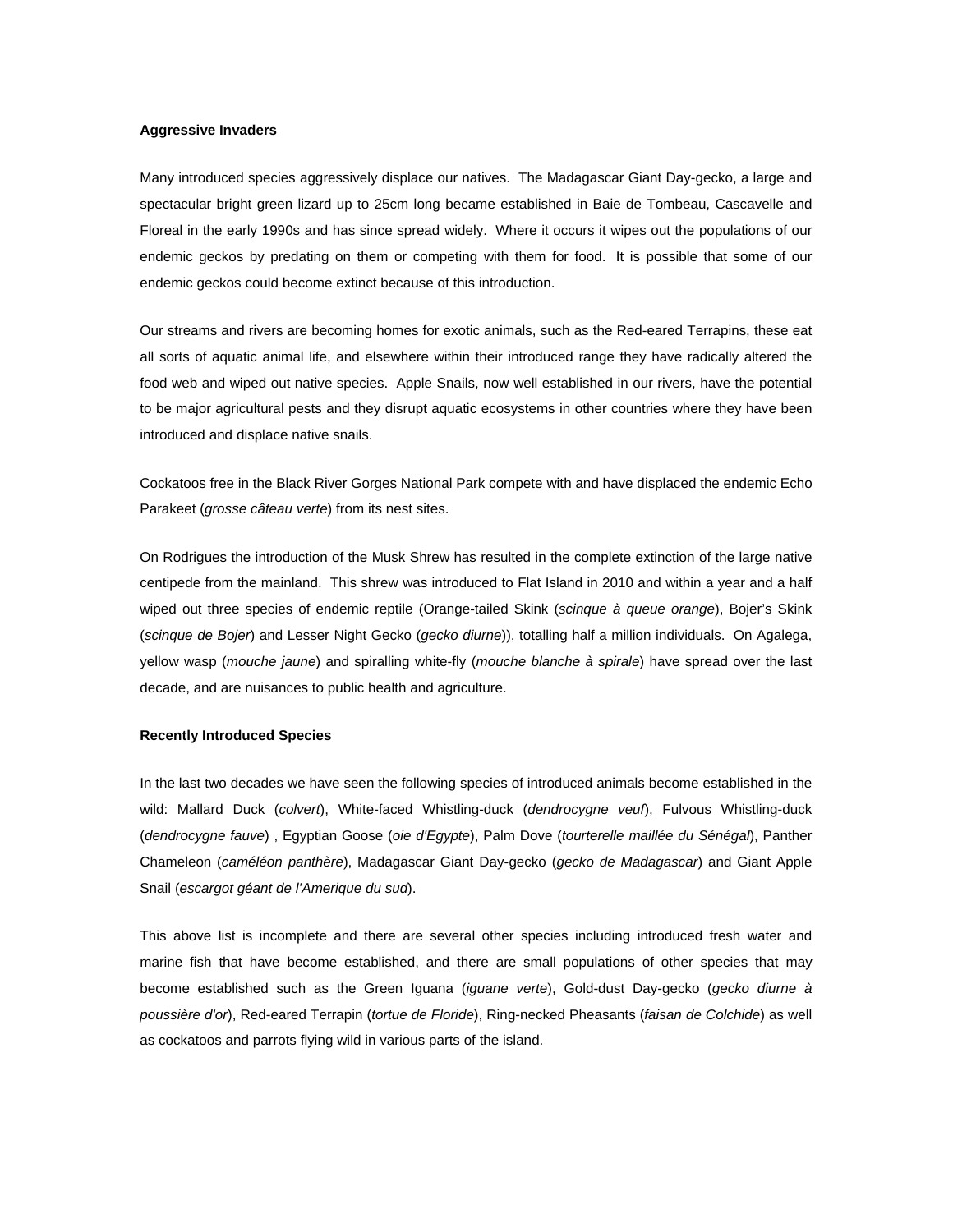**Aggressive Invaders**

Many introduced species aggressively displace our natives. The Madagascar Giant Day-gecko, a large and spectacular bright green lizard up to 25cm long became established in Baie de Tombeau, Cascavelle and Floreal in the early 1990s and has since spread widely. Where it occurs it wipes out the populations of our endemic geckos by predating on them or competing with them for food. It is possible that some of our endemic geckos could become extinct because of this introduction.

Our streams and rivers are becoming homes for exotic animals, such as the Red-eared Terrapins, these eat all sorts of aquatic animal life, and elsewhere within their introduced range they have radically altered the food web and wiped out native species. Apple Snails, now well established in our rivers, have the potential to be major agricultural pests and they disrupt aquatic ecosystems in other countries where they have been introduced and displace native snails.

Cockatoos free in the Black River Gorges National Park compete with and have displaced the endemic Echo Parakeet (*grosse câteau verte*) from its nest sites.

On Rodrigues the introduction of the Musk Shrew has resulted in the complete extinction of the large native centipede from the mainland. This shrew was introduced to Flat Island in 2010 and within a year and a half wiped out three species of endemic reptile (Orange-tailed Skink (*scinque à queue orange*), Bojer's Skink (*scinque de Bojer*) and Lesser Night Gecko (*gecko diurne*)), totalling half a million individuals. On Agalega, yellow wasp (*mouche jaune*) and spiralling white-fly (*mouche blanche à spirale*) have spread over the last decade, and are nuisances to public health and agriculture.

**Recently Introduced Species**

In the last two decades we have seen the following species of introduced animals become established in the wild: Mallard Duck (*colvert*), White-faced Whistling-duck (*dendrocygne veuf*), Fulvous Whistling-duck (*dendrocygne fauve*) , Egyptian Goose (*oie d'Egypte*), Palm Dove (*tourterelle maillée du Sénégal*), Panther Chameleon (*caméléon panthère*), Madagascar Giant Day-gecko (*gecko de Madagascar*) and Giant Apple Snail (*escargot géant de l'Amerique du sud*).

This above list is incomplete and there are several other species including introduced fresh water and marine fish that have become established, and there are small populations of other species that may become established such as the Green Iguana (*iguane verte*), Gold-dust Day-gecko (*gecko diurne à poussière d'or*), Red-eared Terrapin (*tortue de Floride*), Ring-necked Pheasants (*faisan de Colchide*) as well as cockatoos and parrots flying wild in various parts of the island.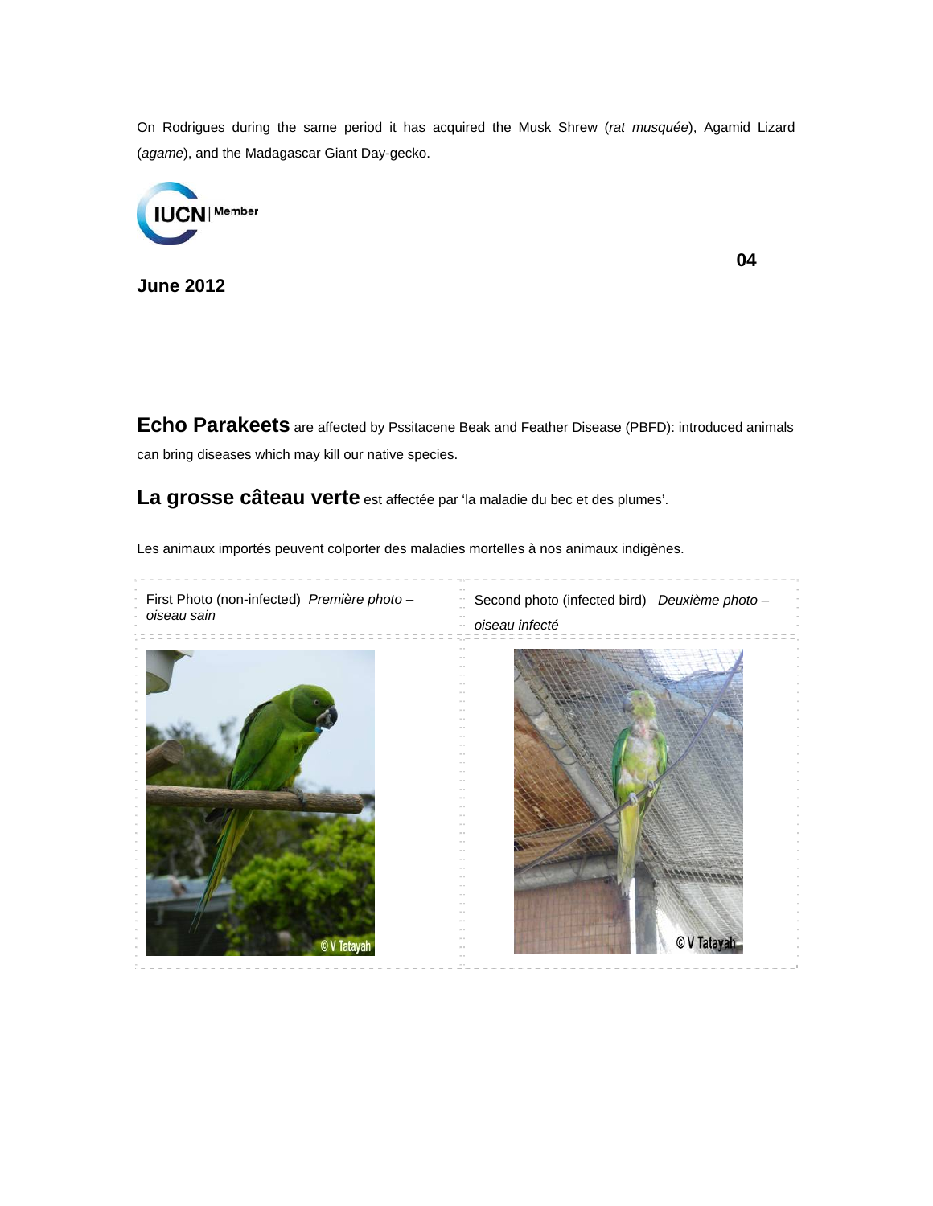On Rodrigues during the same period it has acquired the Musk Shrew (*rat musquée*), Agamid Lizard (*agame*), and the Madagascar Giant Day-gecko.

**June 2012**

**Echo Parakeets** are affected by Pssitacene Beak and Feather Disease (PBFD): introduced animals can bring diseases which may kill our native species.

**La grosse câteau verte** est affectée par 'la maladie du bec et des plumes'.

Les animaux importés peuvent colporter des maladies mortelles à nos animaux indigènes.

| First Photo (non-infected) *Première photo – oiseau sain* | Second photo (infected bird) *Deuxième photo – oiseau infecté* |
| --- | --- |
| © V Tatayah | © V Tatayah |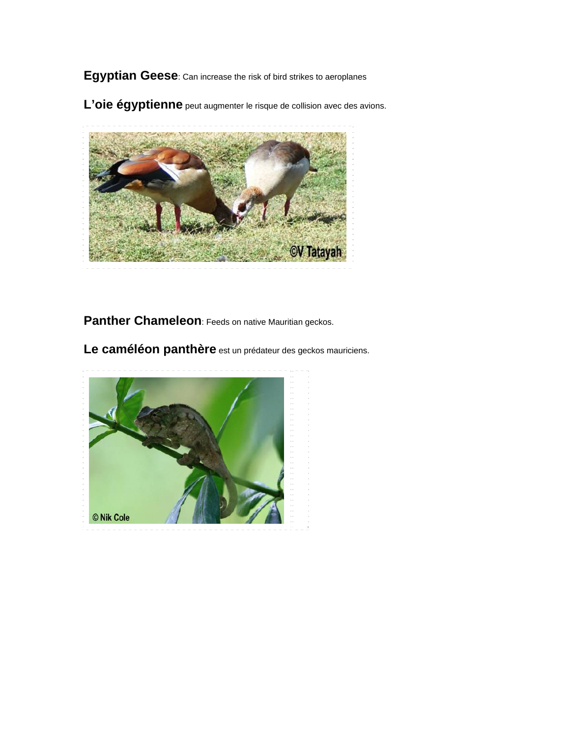**Egyptian Geese**: Can increase the risk of bird strikes to aeroplanes

**L'oie égyptienne** peut augmenter le risque de collision avec des avions.

**Panther Chameleon**: Feeds on native Mauritian geckos.

**Le caméléon panthère** est un prédateur des geckos mauriciens.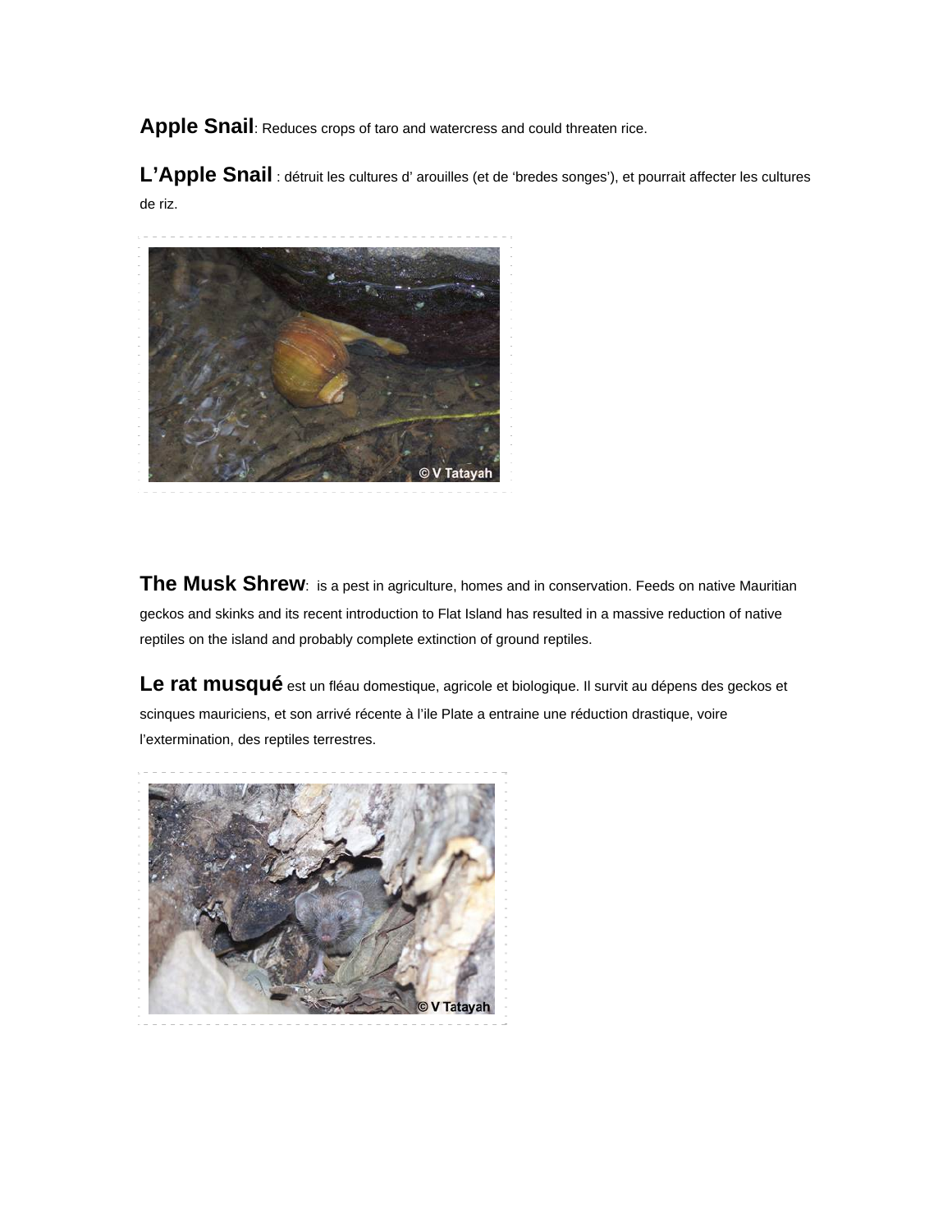**Apple Snail**: Reduces crops of taro and watercress and could threaten rice.

**L'Apple Snail** : détruit les cultures d' arouilles (et de 'bredes songes'), et pourrait affecter les cultures de riz.

© V Tatayah

**The Musk Shrew**: is a pest in agriculture, homes and in conservation. Feeds on native Mauritian geckos and skinks and its recent introduction to Flat Island has resulted in a massive reduction of native reptiles on the island and probably complete extinction of ground reptiles.

**Le rat musqué** est un fléau domestique, agricole et biologique. Il survit au dépens des geckos et scinques mauriciens, et son arrivé récente à l'ile Plate a entraine une réduction drastique, voire l'extermination, des reptiles terrestres.

© V Tatayah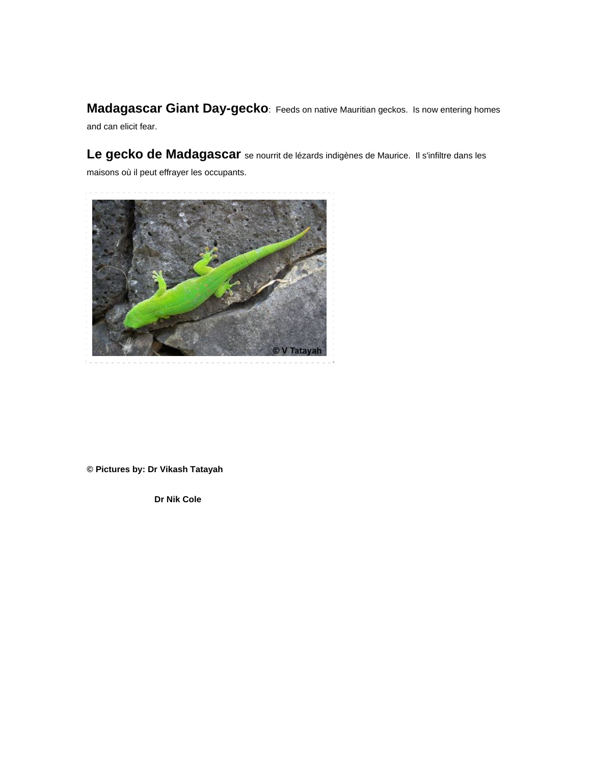**Madagascar Giant Day-gecko**: Feeds on native Mauritian geckos. Is now entering homes and can elicit fear.

**Le gecko de Madagascar** se nourrit de lézards indigènes de Maurice. Il s'infiltre dans les maisons où il peut effrayer les occupants.

**© Pictures by: Dr Vikash Tatayah**

**Dr Nik Cole**